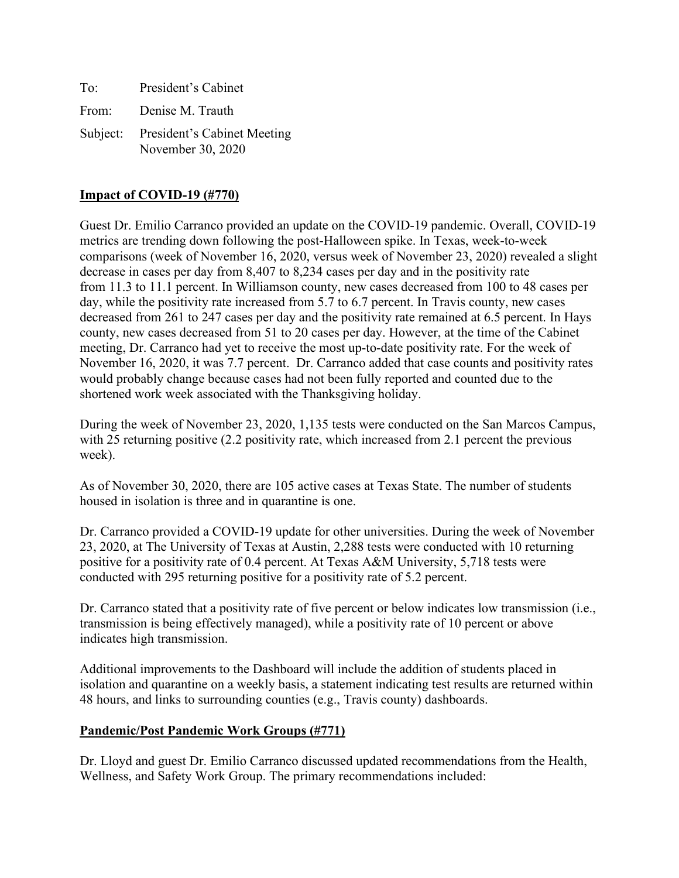To: President's Cabinet

From: Denise M. Trauth

Subject: President's Cabinet Meeting
November 30, 2020

**Impact of COVID-19 (#770)**

Guest Dr. Emilio Carranco provided an update on the COVID-19 pandemic. Overall, COVID-19 metrics are trending down following the post-Halloween spike. In Texas, week-to-week comparisons (week of November 16, 2020, versus week of November 23, 2020) revealed a slight decrease in cases per day from 8,407 to 8,234 cases per day and in the positivity rate from 11.3 to 11.1 percent. In Williamson county, new cases decreased from 100 to 48 cases per day, while the positivity rate increased from 5.7 to 6.7 percent. In Travis county, new cases decreased from 261 to 247 cases per day and the positivity rate remained at 6.5 percent. In Hays county, new cases decreased from 51 to 20 cases per day. However, at the time of the Cabinet meeting, Dr. Carranco had yet to receive the most up-to-date positivity rate. For the week of November 16, 2020, it was 7.7 percent. Dr. Carranco added that case counts and positivity rates would probably change because cases had not been fully reported and counted due to the shortened work week associated with the Thanksgiving holiday.

During the week of November 23, 2020, 1,135 tests were conducted on the San Marcos Campus, with 25 returning positive (2.2 positivity rate, which increased from 2.1 percent the previous week).

As of November 30, 2020, there are 105 active cases at Texas State. The number of students housed in isolation is three and in quarantine is one.

Dr. Carranco provided a COVID-19 update for other universities. During the week of November 23, 2020, at The University of Texas at Austin, 2,288 tests were conducted with 10 returning positive for a positivity rate of 0.4 percent. At Texas A&M University, 5,718 tests were conducted with 295 returning positive for a positivity rate of 5.2 percent.

Dr. Carranco stated that a positivity rate of five percent or below indicates low transmission (i.e., transmission is being effectively managed), while a positivity rate of 10 percent or above indicates high transmission.

Additional improvements to the Dashboard will include the addition of students placed in isolation and quarantine on a weekly basis, a statement indicating test results are returned within 48 hours, and links to surrounding counties (e.g., Travis county) dashboards.

**Pandemic/Post Pandemic Work Groups (#771)**

Dr. Lloyd and guest Dr. Emilio Carranco discussed updated recommendations from the Health, Wellness, and Safety Work Group. The primary recommendations included: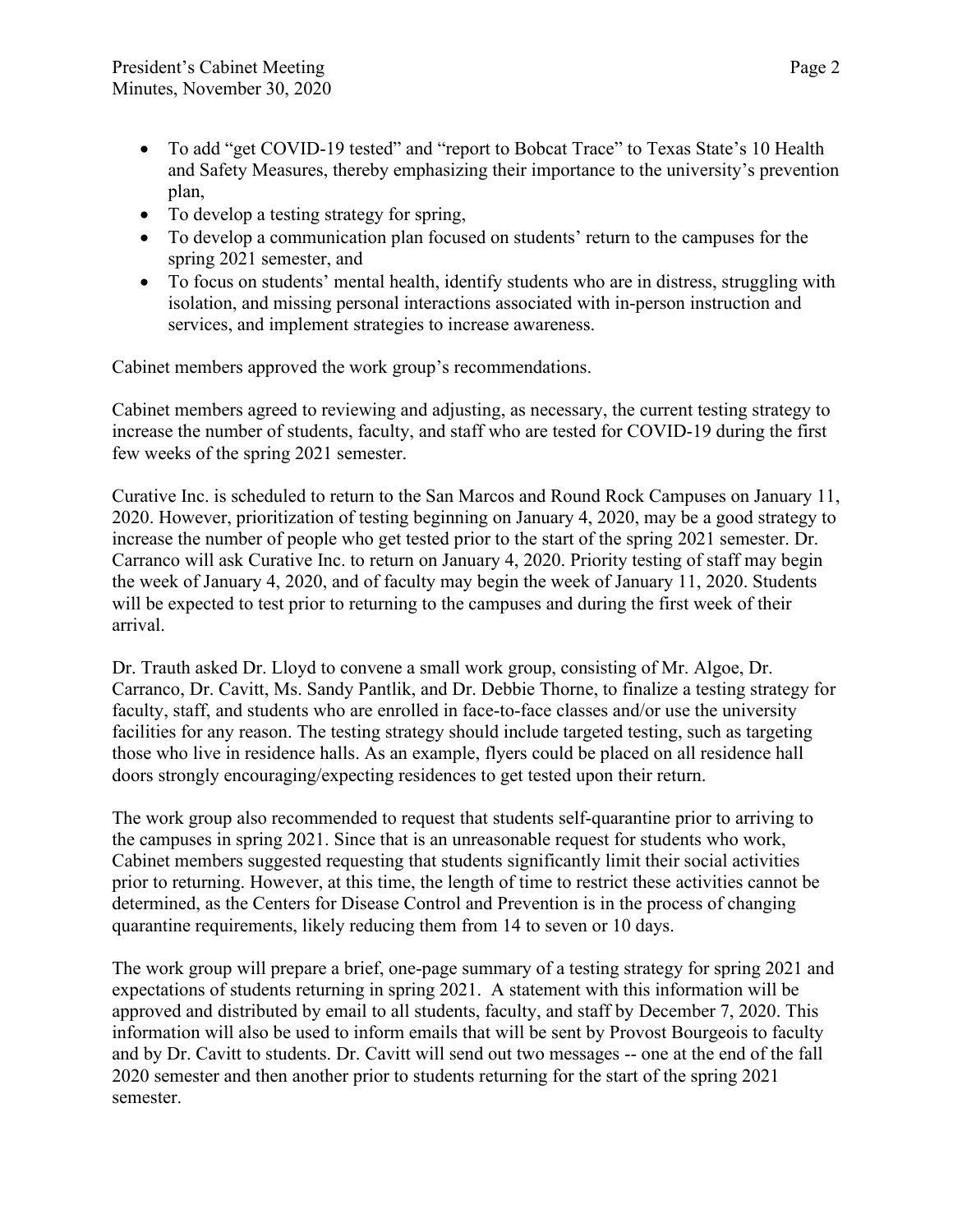- To add "get COVID-19 tested" and "report to Bobcat Trace" to Texas State's 10 Health and Safety Measures, thereby emphasizing their importance to the university's prevention plan,
- To develop a testing strategy for spring,
- To develop a communication plan focused on students' return to the campuses for the spring 2021 semester, and
- To focus on students' mental health, identify students who are in distress, struggling with isolation, and missing personal interactions associated with in-person instruction and services, and implement strategies to increase awareness.

Cabinet members approved the work group's recommendations.

Cabinet members agreed to reviewing and adjusting, as necessary, the current testing strategy to increase the number of students, faculty, and staff who are tested for COVID-19 during the first few weeks of the spring 2021 semester.

Curative Inc. is scheduled to return to the San Marcos and Round Rock Campuses on January 11, 2020. However, prioritization of testing beginning on January 4, 2020, may be a good strategy to increase the number of people who get tested prior to the start of the spring 2021 semester. Dr. Carranco will ask Curative Inc. to return on January 4, 2020. Priority testing of staff may begin the week of January 4, 2020, and of faculty may begin the week of January 11, 2020. Students will be expected to test prior to returning to the campuses and during the first week of their arrival.

Dr. Trauth asked Dr. Lloyd to convene a small work group, consisting of Mr. Algoe, Dr. Carranco, Dr. Cavitt, Ms. Sandy Pantlik, and Dr. Debbie Thorne, to finalize a testing strategy for faculty, staff, and students who are enrolled in face-to-face classes and/or use the university facilities for any reason. The testing strategy should include targeted testing, such as targeting those who live in residence halls. As an example, flyers could be placed on all residence hall doors strongly encouraging/expecting residences to get tested upon their return.

The work group also recommended to request that students self-quarantine prior to arriving to the campuses in spring 2021. Since that is an unreasonable request for students who work, Cabinet members suggested requesting that students significantly limit their social activities prior to returning. However, at this time, the length of time to restrict these activities cannot be determined, as the Centers for Disease Control and Prevention is in the process of changing quarantine requirements, likely reducing them from 14 to seven or 10 days.

The work group will prepare a brief, one-page summary of a testing strategy for spring 2021 and expectations of students returning in spring 2021. A statement with this information will be approved and distributed by email to all students, faculty, and staff by December 7, 2020. This information will also be used to inform emails that will be sent by Provost Bourgeois to faculty and by Dr. Cavitt to students. Dr. Cavitt will send out two messages -- one at the end of the fall 2020 semester and then another prior to students returning for the start of the spring 2021 semester.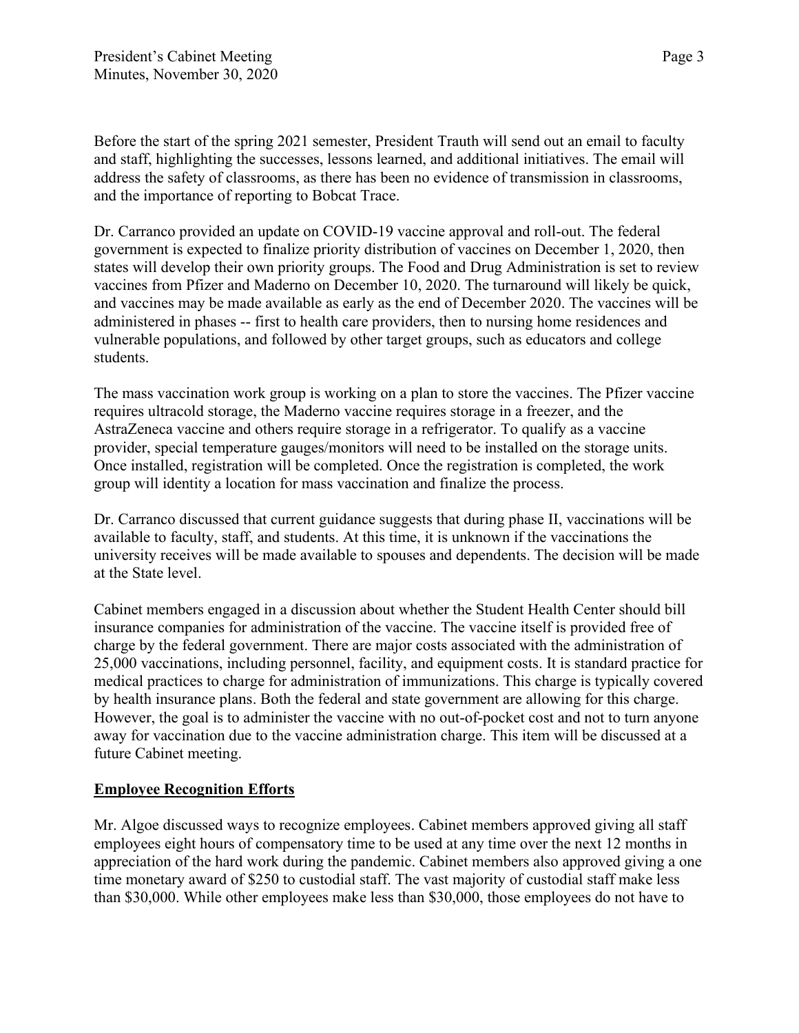Before the start of the spring 2021 semester, President Trauth will send out an email to faculty and staff, highlighting the successes, lessons learned, and additional initiatives. The email will address the safety of classrooms, as there has been no evidence of transmission in classrooms, and the importance of reporting to Bobcat Trace.

Dr. Carranco provided an update on COVID-19 vaccine approval and roll-out. The federal government is expected to finalize priority distribution of vaccines on December 1, 2020, then states will develop their own priority groups. The Food and Drug Administration is set to review vaccines from Pfizer and Maderno on December 10, 2020. The turnaround will likely be quick, and vaccines may be made available as early as the end of December 2020. The vaccines will be administered in phases -- first to health care providers, then to nursing home residences and vulnerable populations, and followed by other target groups, such as educators and college students.

The mass vaccination work group is working on a plan to store the vaccines. The Pfizer vaccine requires ultracold storage, the Maderno vaccine requires storage in a freezer, and the AstraZeneca vaccine and others require storage in a refrigerator. To qualify as a vaccine provider, special temperature gauges/monitors will need to be installed on the storage units. Once installed, registration will be completed. Once the registration is completed, the work group will identity a location for mass vaccination and finalize the process.

Dr. Carranco discussed that current guidance suggests that during phase II, vaccinations will be available to faculty, staff, and students. At this time, it is unknown if the vaccinations the university receives will be made available to spouses and dependents. The decision will be made at the State level.

Cabinet members engaged in a discussion about whether the Student Health Center should bill insurance companies for administration of the vaccine. The vaccine itself is provided free of charge by the federal government. There are major costs associated with the administration of 25,000 vaccinations, including personnel, facility, and equipment costs. It is standard practice for medical practices to charge for administration of immunizations. This charge is typically covered by health insurance plans. Both the federal and state government are allowing for this charge. However, the goal is to administer the vaccine with no out-of-pocket cost and not to turn anyone away for vaccination due to the vaccine administration charge. This item will be discussed at a future Cabinet meeting.

**Employee Recognition Efforts**

Mr. Algoe discussed ways to recognize employees. Cabinet members approved giving all staff employees eight hours of compensatory time to be used at any time over the next 12 months in appreciation of the hard work during the pandemic. Cabinet members also approved giving a one time monetary award of $250 to custodial staff. The vast majority of custodial staff make less than $30,000. While other employees make less than $30,000, those employees do not have to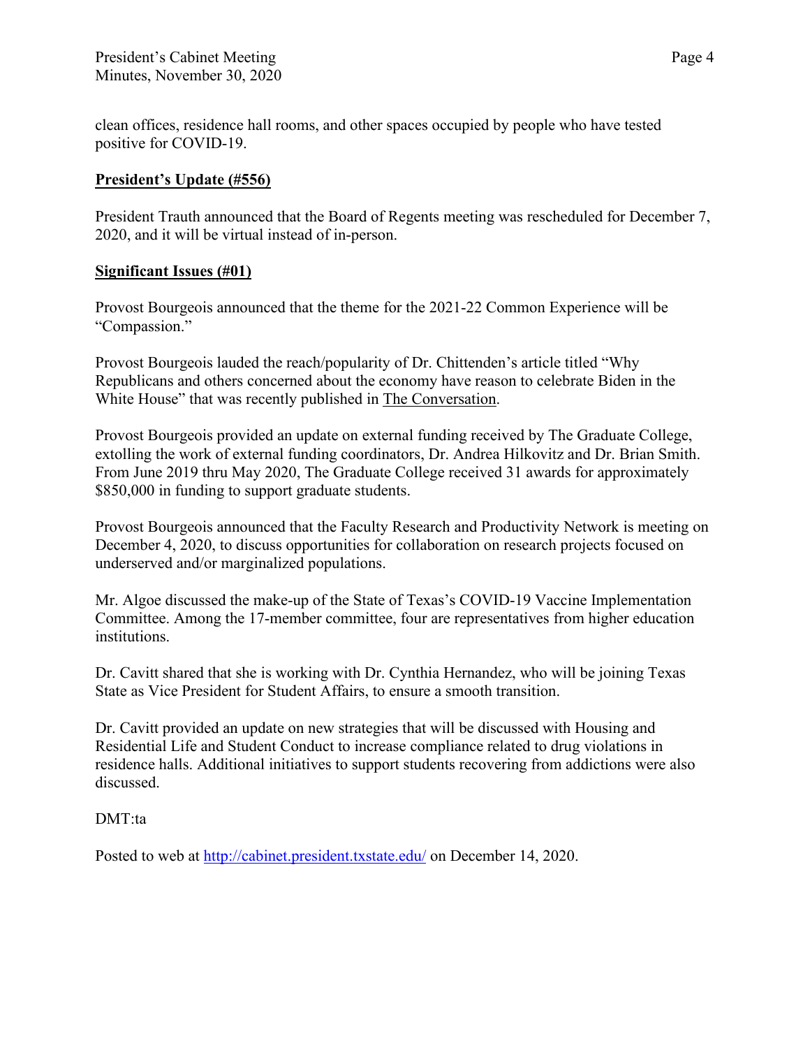clean offices, residence hall rooms, and other spaces occupied by people who have tested positive for COVID-19.

**<u>President's Update (#556)</u>**

President Trauth announced that the Board of Regents meeting was rescheduled for December 7, 2020, and it will be virtual instead of in-person.

**<u>Significant Issues (#01)</u>**

Provost Bourgeois announced that the theme for the 2021-22 Common Experience will be "Compassion."

Provost Bourgeois lauded the reach/popularity of Dr. Chittenden's article titled "Why Republicans and others concerned about the economy have reason to celebrate Biden in the White House" that was recently published in <u>The Conversation</u>.

Provost Bourgeois provided an update on external funding received by The Graduate College, extolling the work of external funding coordinators, Dr. Andrea Hilkovitz and Dr. Brian Smith. From June 2019 thru May 2020, The Graduate College received 31 awards for approximately $850,000 in funding to support graduate students.

Provost Bourgeois announced that the Faculty Research and Productivity Network is meeting on December 4, 2020, to discuss opportunities for collaboration on research projects focused on underserved and/or marginalized populations.

Mr. Algoe discussed the make-up of the State of Texas's COVID-19 Vaccine Implementation Committee. Among the 17-member committee, four are representatives from higher education institutions.

Dr. Cavitt shared that she is working with Dr. Cynthia Hernandez, who will be joining Texas State as Vice President for Student Affairs, to ensure a smooth transition.

Dr. Cavitt provided an update on new strategies that will be discussed with Housing and Residential Life and Student Conduct to increase compliance related to drug violations in residence halls. Additional initiatives to support students recovering from addictions were also discussed.

DMT:ta

Posted to web at http://cabinet.president.txstate.edu/ on December 14, 2020.